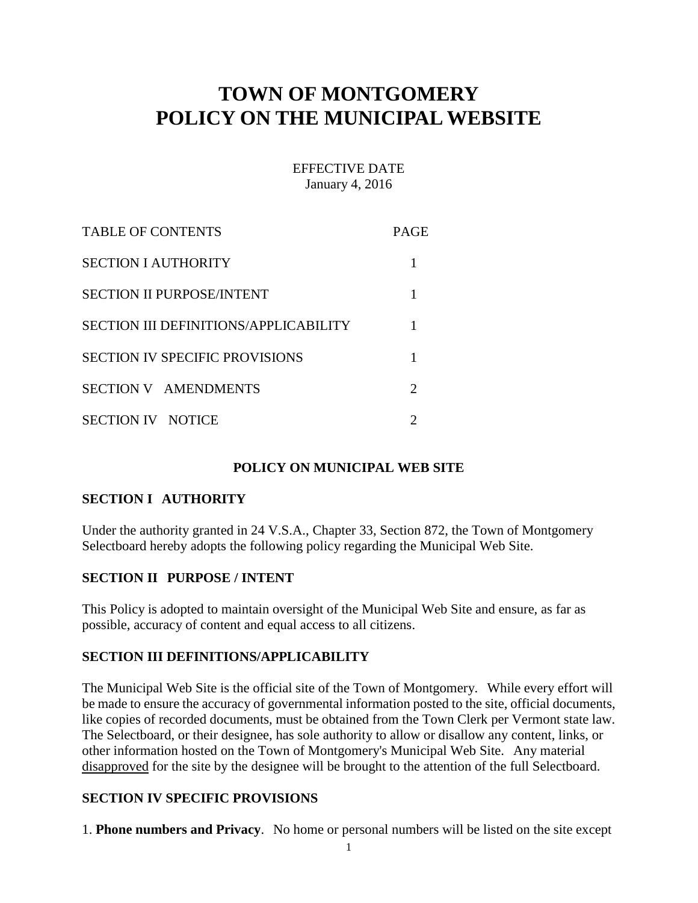# TOWN OF MONTGOMERY
# POLICY ON THE MUNICIPAL WEBSITE

EFFECTIVE DATE
January 4, 2016

| TABLE OF CONTENTS | PAGE |
|---|---|
| SECTION I AUTHORITY | 1 |
| SECTION II PURPOSE/INTENT | 1 |
| SECTION III DEFINITIONS/APPLICABILITY | 1 |
| SECTION IV SPECIFIC PROVISIONS | 1 |
| SECTION V AMENDMENTS | 2 |
| SECTION IV NOTICE | 2 |

**POLICY ON MUNICIPAL WEB SITE**

## SECTION I AUTHORITY

Under the authority granted in 24 V.S.A., Chapter 33, Section 872, the Town of Montgomery Selectboard hereby adopts the following policy regarding the Municipal Web Site.

## SECTION II PURPOSE / INTENT

This Policy is adopted to maintain oversight of the Municipal Web Site and ensure, as far as possible, accuracy of content and equal access to all citizens.

## SECTION III DEFINITIONS/APPLICABILITY

The Municipal Web Site is the official site of the Town of Montgomery. While every effort will be made to ensure the accuracy of governmental information posted to the site, official documents, like copies of recorded documents, must be obtained from the Town Clerk per Vermont state law. The Selectboard, or their designee, has sole authority to allow or disallow any content, links, or other information hosted on the Town of Montgomery's Municipal Web Site. Any material disapproved for the site by the designee will be brought to the attention of the full Selectboard.

## SECTION IV SPECIFIC PROVISIONS

1. **Phone numbers and Privacy**. No home or personal numbers will be listed on the site except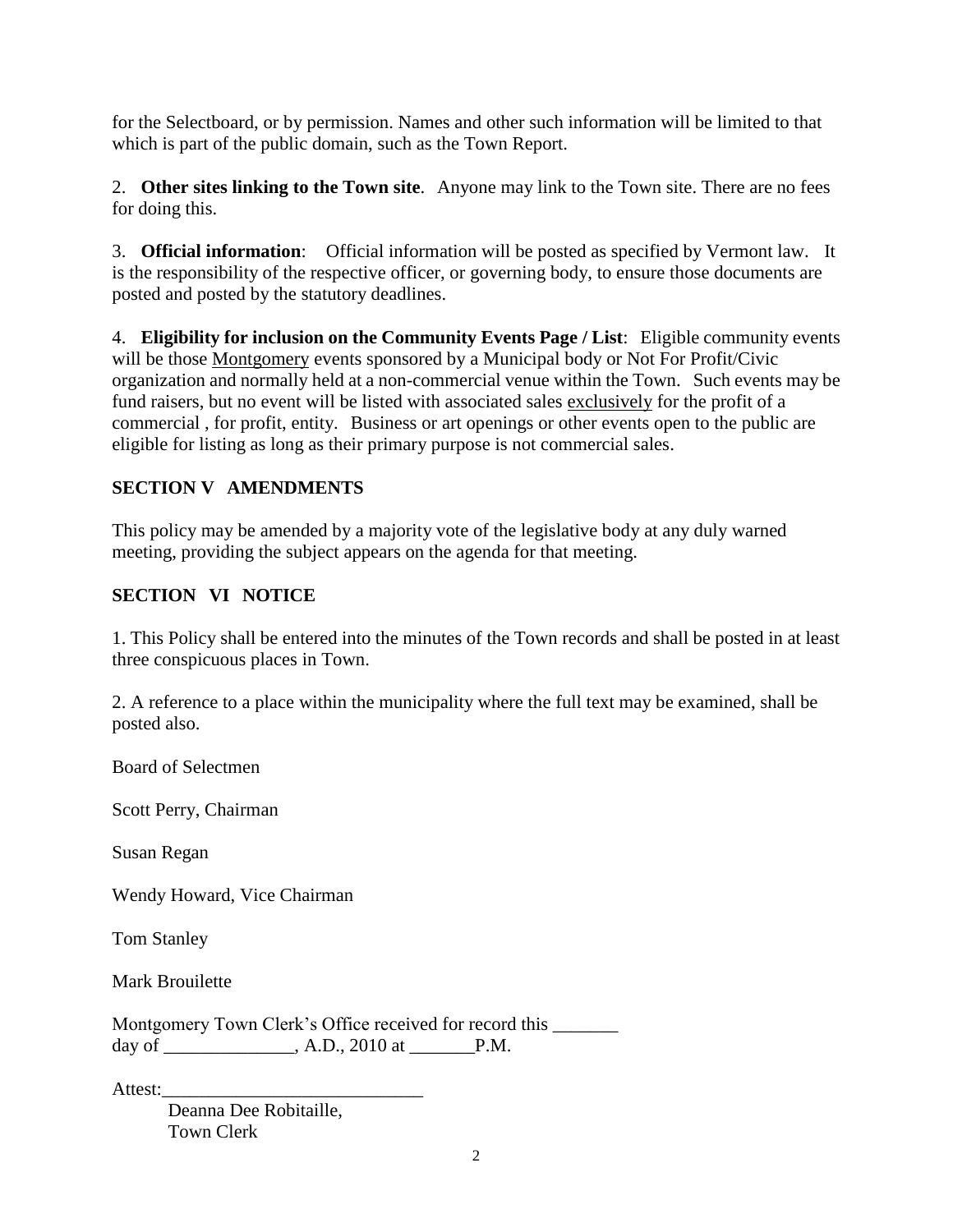for the Selectboard, or by permission. Names and other such information will be limited to that which is part of the public domain, such as the Town Report.

2. **Other sites linking to the Town site**. Anyone may link to the Town site. There are no fees for doing this.

3. **Official information**: Official information will be posted as specified by Vermont law. It is the responsibility of the respective officer, or governing body, to ensure those documents are posted and posted by the statutory deadlines.

4. **Eligibility for inclusion on the Community Events Page / List**: Eligible community events will be those <u>Montgomery</u> events sponsored by a Municipal body or Not For Profit/Civic organization and normally held at a non-commercial venue within the Town. Such events may be fund raisers, but no event will be listed with associated sales <u>exclusively</u> for the profit of a commercial , for profit, entity. Business or art openings or other events open to the public are eligible for listing as long as their primary purpose is not commercial sales.

## SECTION V AMENDMENTS

This policy may be amended by a majority vote of the legislative body at any duly warned meeting, providing the subject appears on the agenda for that meeting.

## SECTION VI NOTICE

1. This Policy shall be entered into the minutes of the Town records and shall be posted in at least three conspicuous places in Town.

2. A reference to a place within the municipality where the full text may be examined, shall be posted also.

Board of Selectmen

Scott Perry, Chairman

Susan Regan

Wendy Howard, Vice Chairman

Tom Stanley

Mark Brouilette

Montgomery Town Clerk's Office received for record this _______ day of ______________, A.D., 2010 at _______P.M.

Attest:____________________________

Deanna Dee Robitaille,
Town Clerk